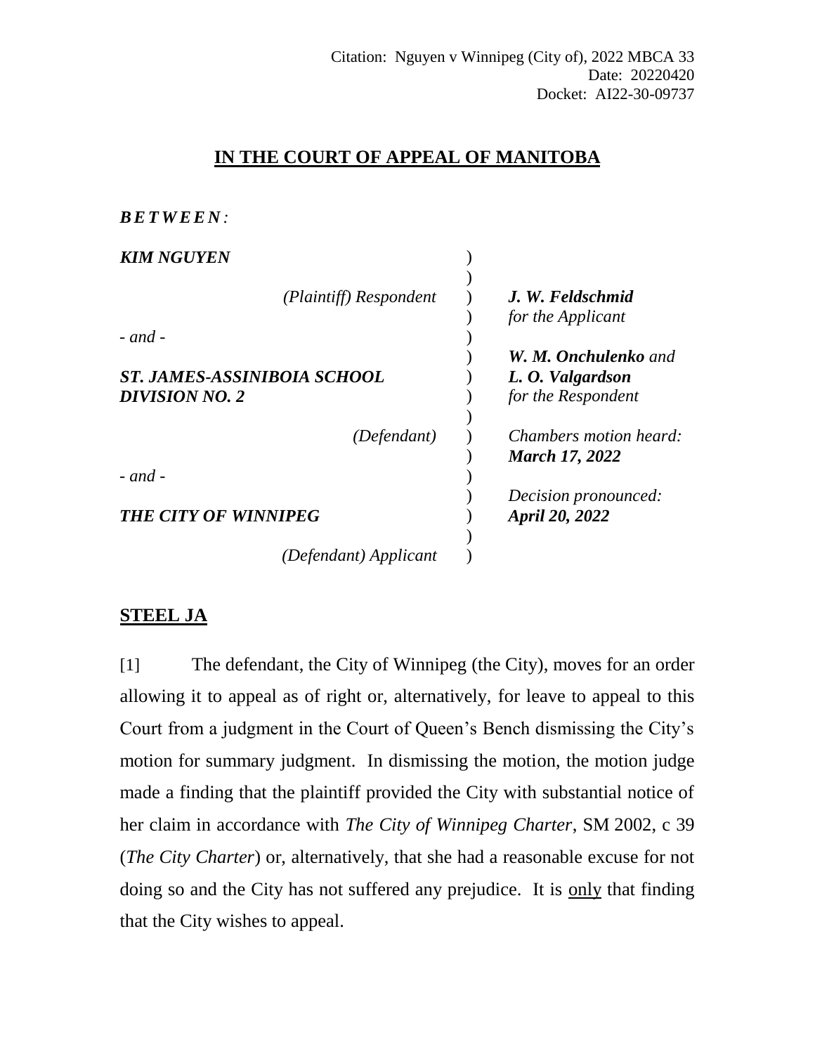Citation: Nguyen v Winnipeg (City of), 2022 MBCA 33
Date: 20220420
Docket: AI22-30-09737

# IN THE COURT OF APPEAL OF MANITOBA

***BETWEEN:***

| | | |
|---|---|---|
| ***KIM NGUYEN*** | ) | |
| *(Plaintiff) Respondent* | ) | ***J. W. Feldschmid*** *for the Applicant* |
| *- and -* | ) | |
| ***ST. JAMES-ASSINIBOIA SCHOOL DIVISION NO. 2*** | ) | ***W. M. Onchulenko*** *and* ***L. O. Valgardson*** *for the Respondent* |
| *(Defendant)* | ) | *Chambers motion heard:* ***March 17, 2022*** |
| *- and -* | ) | |
| ***THE CITY OF WINNIPEG*** | ) | *Decision pronounced:* ***April 20, 2022*** |
| *(Defendant) Applicant* | ) | |

## STEEL JA

[1] The defendant, the City of Winnipeg (the City), moves for an order allowing it to appeal as of right or, alternatively, for leave to appeal to this Court from a judgment in the Court of Queen's Bench dismissing the City's motion for summary judgment. In dismissing the motion, the motion judge made a finding that the plaintiff provided the City with substantial notice of her claim in accordance with *The City of Winnipeg Charter*, SM 2002, c 39 (*The City Charter*) or, alternatively, that she had a reasonable excuse for not doing so and the City has not suffered any prejudice. It is only that finding that the City wishes to appeal.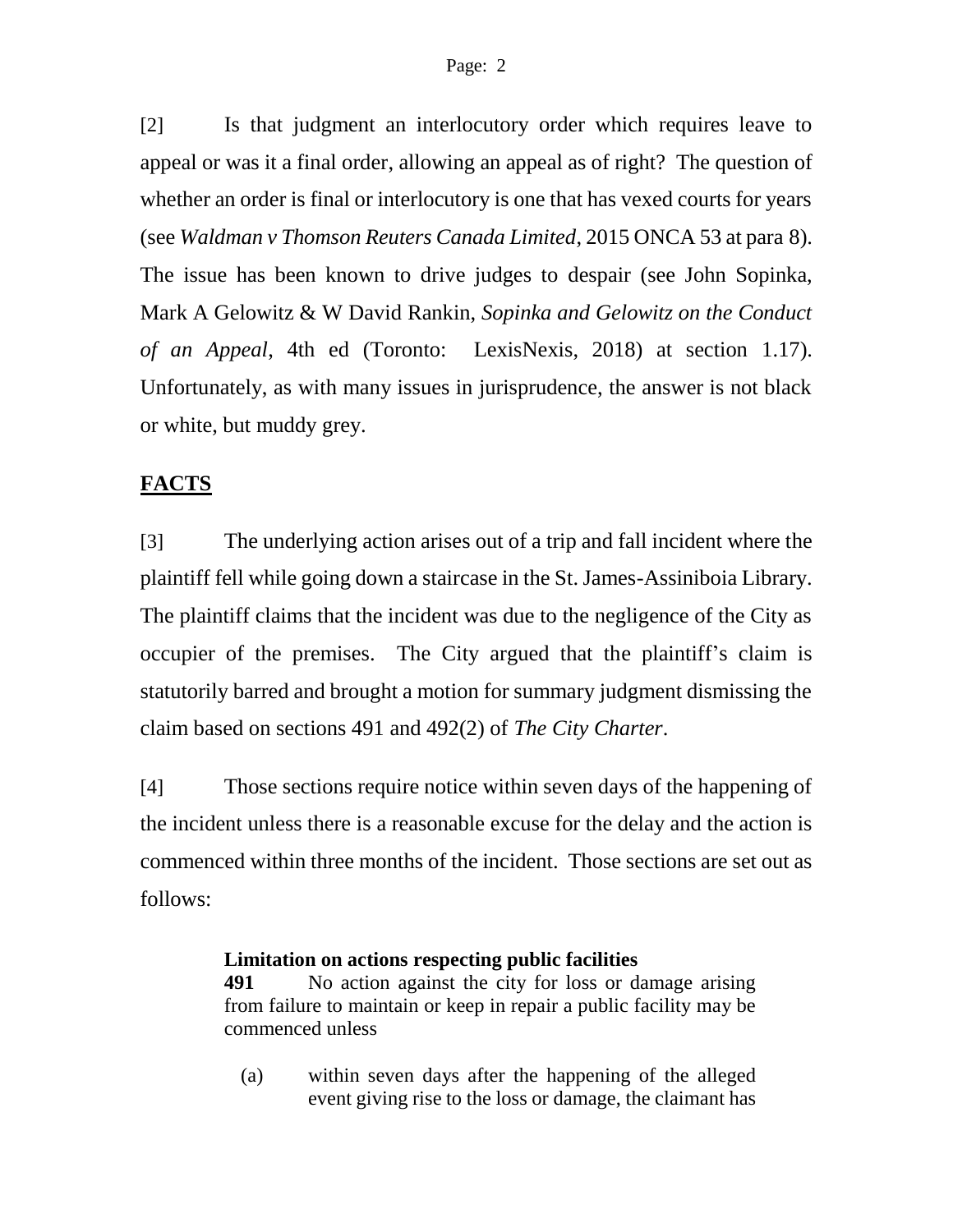[2] Is that judgment an interlocutory order which requires leave to appeal or was it a final order, allowing an appeal as of right? The question of whether an order is final or interlocutory is one that has vexed courts for years (see *Waldman v Thomson Reuters Canada Limited*, 2015 ONCA 53 at para 8). The issue has been known to drive judges to despair (see John Sopinka, Mark A Gelowitz & W David Rankin, *Sopinka and Gelowitz on the Conduct of an Appeal*, 4th ed (Toronto: LexisNexis, 2018) at section 1.17). Unfortunately, as with many issues in jurisprudence, the answer is not black or white, but muddy grey.

## FACTS

[3] The underlying action arises out of a trip and fall incident where the plaintiff fell while going down a staircase in the St. James-Assiniboia Library. The plaintiff claims that the incident was due to the negligence of the City as occupier of the premises. The City argued that the plaintiff's claim is statutorily barred and brought a motion for summary judgment dismissing the claim based on sections 491 and 492(2) of *The City Charter*.

[4] Those sections require notice within seven days of the happening of the incident unless there is a reasonable excuse for the delay and the action is commenced within three months of the incident. Those sections are set out as follows:

> **Limitation on actions respecting public facilities**
> **491** No action against the city for loss or damage arising from failure to maintain or keep in repair a public facility may be commenced unless
>
> (a) within seven days after the happening of the alleged event giving rise to the loss or damage, the claimant has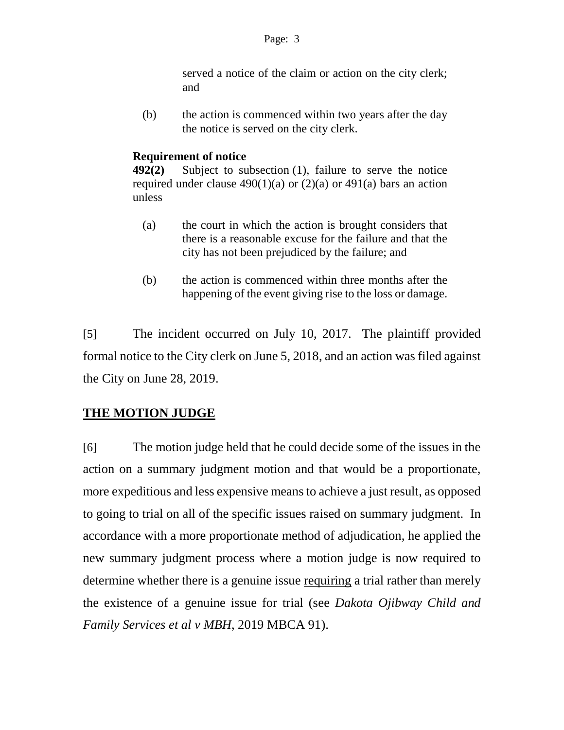served a notice of the claim or action on the city clerk; and

(b) the action is commenced within two years after the day the notice is served on the city clerk.

**Requirement of notice**

**492(2)** Subject to subsection (1), failure to serve the notice required under clause 490(1)(a) or (2)(a) or 491(a) bars an action unless

(a) the court in which the action is brought considers that there is a reasonable excuse for the failure and that the city has not been prejudiced by the failure; and

(b) the action is commenced within three months after the happening of the event giving rise to the loss or damage.

[5] The incident occurred on July 10, 2017. The plaintiff provided formal notice to the City clerk on June 5, 2018, and an action was filed against the City on June 28, 2019.

## THE MOTION JUDGE

[6] The motion judge held that he could decide some of the issues in the action on a summary judgment motion and that would be a proportionate, more expeditious and less expensive means to achieve a just result, as opposed to going to trial on all of the specific issues raised on summary judgment. In accordance with a more proportionate method of adjudication, he applied the new summary judgment process where a motion judge is now required to determine whether there is a genuine issue <u>requiring</u> a trial rather than merely the existence of a genuine issue for trial (see *Dakota Ojibway Child and Family Services et al v MBH*, 2019 MBCA 91).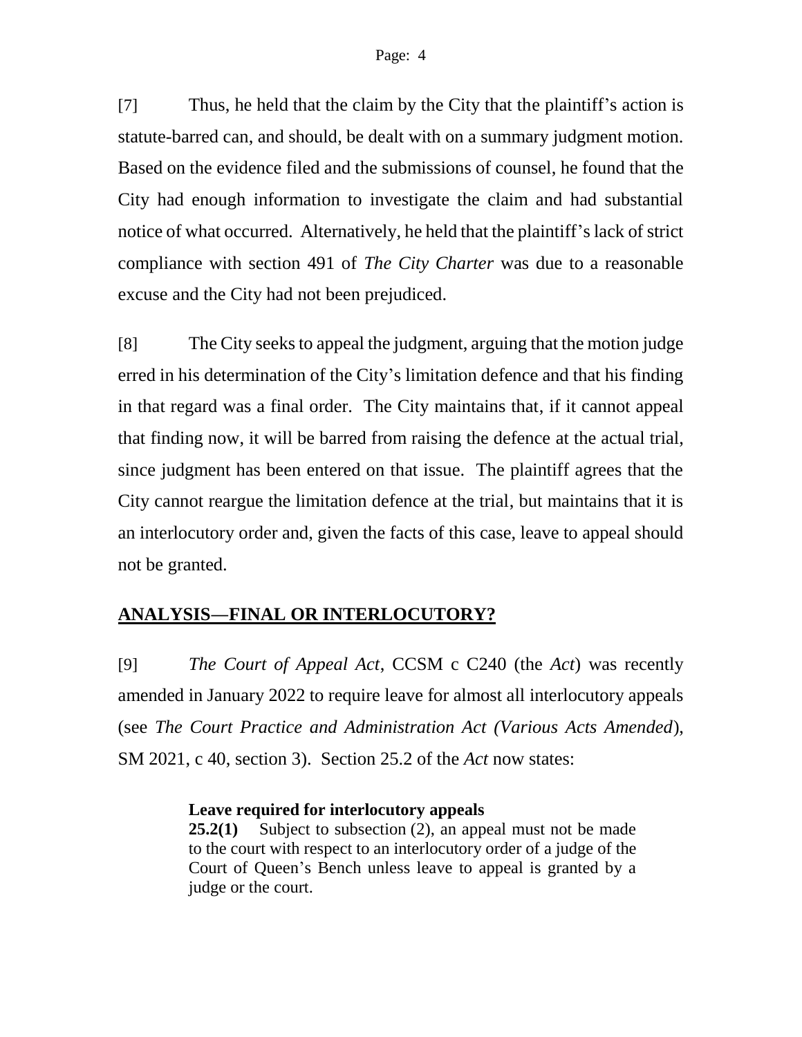[7] Thus, he held that the claim by the City that the plaintiff's action is statute-barred can, and should, be dealt with on a summary judgment motion. Based on the evidence filed and the submissions of counsel, he found that the City had enough information to investigate the claim and had substantial notice of what occurred. Alternatively, he held that the plaintiff's lack of strict compliance with section 491 of *The City Charter* was due to a reasonable excuse and the City had not been prejudiced.

[8] The City seeks to appeal the judgment, arguing that the motion judge erred in his determination of the City's limitation defence and that his finding in that regard was a final order. The City maintains that, if it cannot appeal that finding now, it will be barred from raising the defence at the actual trial, since judgment has been entered on that issue. The plaintiff agrees that the City cannot reargue the limitation defence at the trial, but maintains that it is an interlocutory order and, given the facts of this case, leave to appeal should not be granted.

## **ANALYSIS—FINAL OR INTERLOCUTORY?**

[9] *The Court of Appeal Act*, CCSM c C240 (the *Act*) was recently amended in January 2022 to require leave for almost all interlocutory appeals (see *The Court Practice and Administration Act (Various Acts Amended)*, SM 2021, c 40, section 3). Section 25.2 of the *Act* now states:

> **Leave required for interlocutory appeals**
> **25.2(1)** Subject to subsection (2), an appeal must not be made to the court with respect to an interlocutory order of a judge of the Court of Queen's Bench unless leave to appeal is granted by a judge or the court.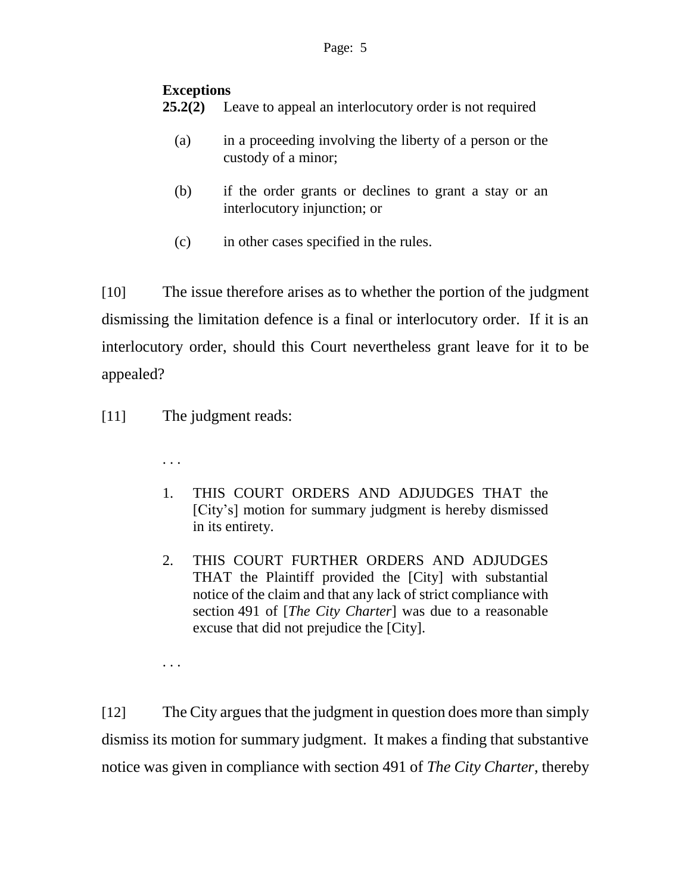**Exceptions**

**25.2(2)** Leave to appeal an interlocutory order is not required

(a) in a proceeding involving the liberty of a person or the custody of a minor;

(b) if the order grants or declines to grant a stay or an interlocutory injunction; or

(c) in other cases specified in the rules.

[10] The issue therefore arises as to whether the portion of the judgment dismissing the limitation defence is a final or interlocutory order. If it is an interlocutory order, should this Court nevertheless grant leave for it to be appealed?

[11] The judgment reads:

> . . .
>
> 1. THIS COURT ORDERS AND ADJUDGES THAT the [City's] motion for summary judgment is hereby dismissed in its entirety.
>
> 2. THIS COURT FURTHER ORDERS AND ADJUDGES THAT the Plaintiff provided the [City] with substantial notice of the claim and that any lack of strict compliance with section 491 of [*The City Charter*] was due to a reasonable excuse that did not prejudice the [City].
>
> . . .

[12] The City argues that the judgment in question does more than simply dismiss its motion for summary judgment. It makes a finding that substantive notice was given in compliance with section 491 of *The City Charter*, thereby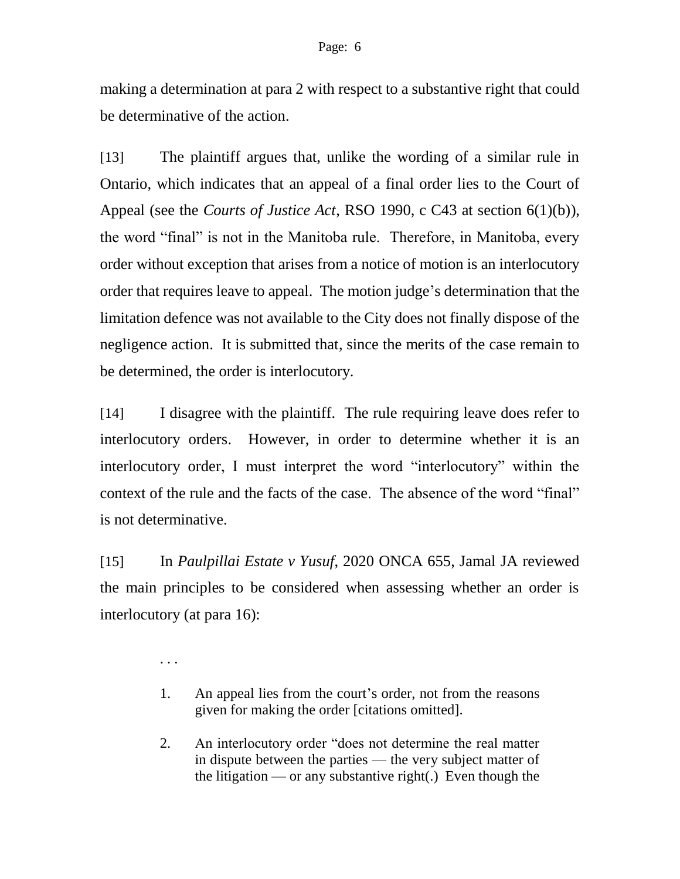making a determination at para 2 with respect to a substantive right that could be determinative of the action.

[13] The plaintiff argues that, unlike the wording of a similar rule in Ontario, which indicates that an appeal of a final order lies to the Court of Appeal (see the *Courts of Justice Act*, RSO 1990, c C43 at section 6(1)(b)), the word "final" is not in the Manitoba rule. Therefore, in Manitoba, every order without exception that arises from a notice of motion is an interlocutory order that requires leave to appeal. The motion judge's determination that the limitation defence was not available to the City does not finally dispose of the negligence action. It is submitted that, since the merits of the case remain to be determined, the order is interlocutory.

[14] I disagree with the plaintiff. The rule requiring leave does refer to interlocutory orders. However, in order to determine whether it is an interlocutory order, I must interpret the word "interlocutory" within the context of the rule and the facts of the case. The absence of the word "final" is not determinative.

[15] In *Paulpillai Estate v Yusuf*, 2020 ONCA 655, Jamal JA reviewed the main principles to be considered when assessing whether an order is interlocutory (at para 16):

> . . .
>
> 1. An appeal lies from the court's order, not from the reasons given for making the order [citations omitted].
>
> 2. An interlocutory order "does not determine the real matter in dispute between the parties — the very subject matter of the litigation — or any substantive right(.) Even though the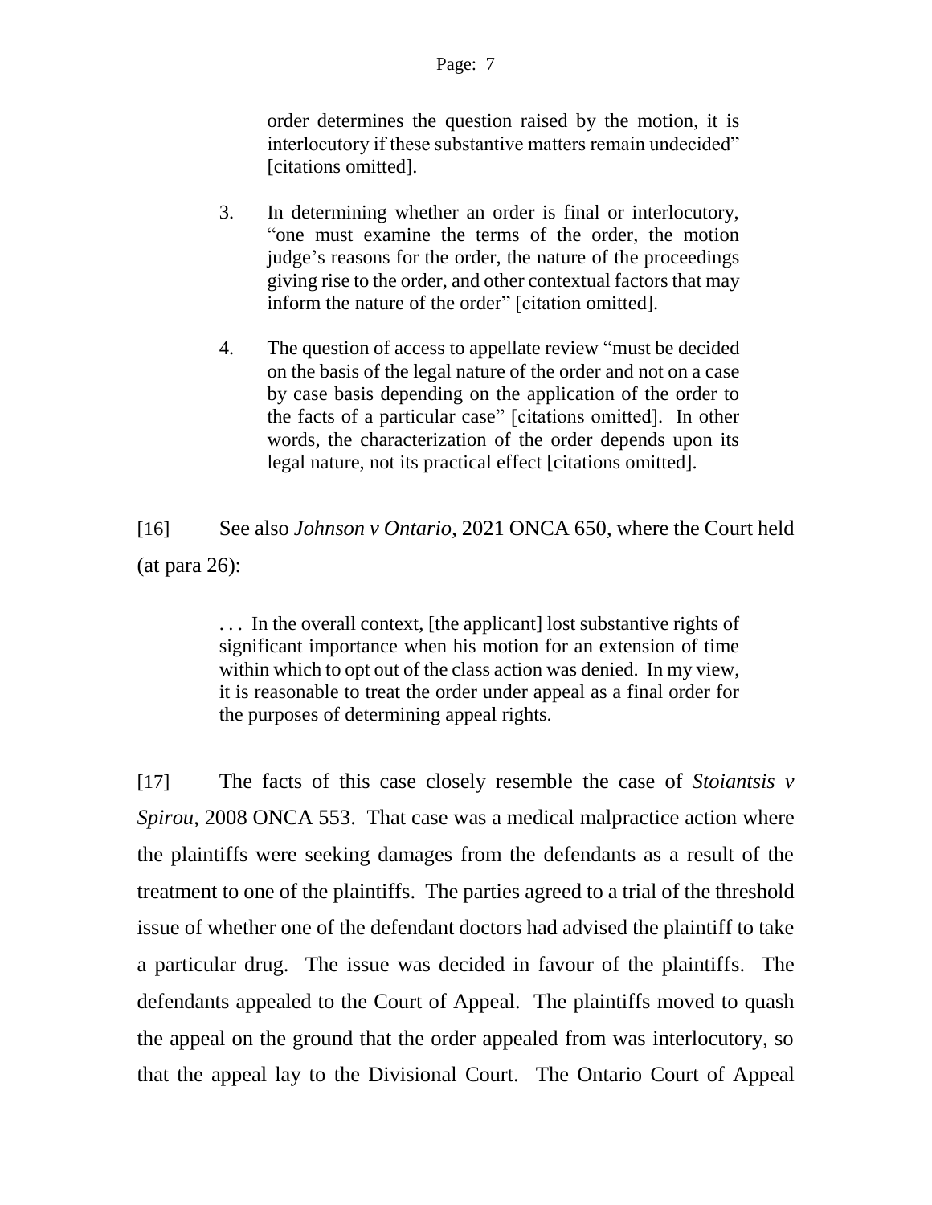> order determines the question raised by the motion, it is interlocutory if these substantive matters remain undecided" [citations omitted].
>
> 3. In determining whether an order is final or interlocutory, "one must examine the terms of the order, the motion judge's reasons for the order, the nature of the proceedings giving rise to the order, and other contextual factors that may inform the nature of the order" [citation omitted].
>
> 4. The question of access to appellate review "must be decided on the basis of the legal nature of the order and not on a case by case basis depending on the application of the order to the facts of a particular case" [citations omitted]. In other words, the characterization of the order depends upon its legal nature, not its practical effect [citations omitted].

[16] See also *Johnson v Ontario*, 2021 ONCA 650, where the Court held (at para 26):

> . . . In the overall context, [the applicant] lost substantive rights of significant importance when his motion for an extension of time within which to opt out of the class action was denied. In my view, it is reasonable to treat the order under appeal as a final order for the purposes of determining appeal rights.

[17] The facts of this case closely resemble the case of *Stoiantsis v Spirou*, 2008 ONCA 553. That case was a medical malpractice action where the plaintiffs were seeking damages from the defendants as a result of the treatment to one of the plaintiffs. The parties agreed to a trial of the threshold issue of whether one of the defendant doctors had advised the plaintiff to take a particular drug. The issue was decided in favour of the plaintiffs. The defendants appealed to the Court of Appeal. The plaintiffs moved to quash the appeal on the ground that the order appealed from was interlocutory, so that the appeal lay to the Divisional Court. The Ontario Court of Appeal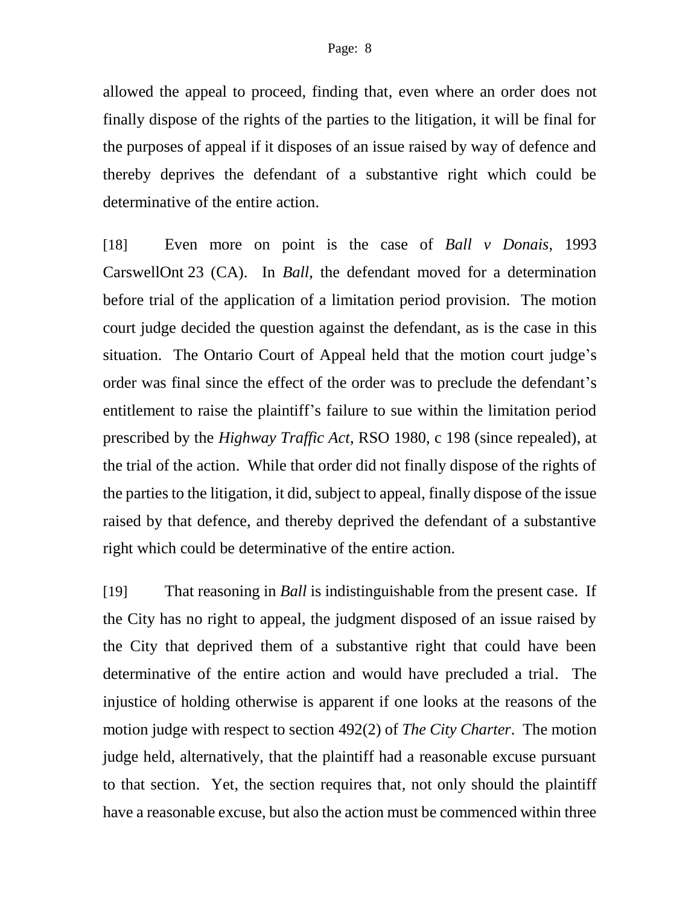allowed the appeal to proceed, finding that, even where an order does not finally dispose of the rights of the parties to the litigation, it will be final for the purposes of appeal if it disposes of an issue raised by way of defence and thereby deprives the defendant of a substantive right which could be determinative of the entire action.

[18] Even more on point is the case of *Ball v Donais*, 1993 CarswellOnt 23 (CA). In *Ball*, the defendant moved for a determination before trial of the application of a limitation period provision. The motion court judge decided the question against the defendant, as is the case in this situation. The Ontario Court of Appeal held that the motion court judge's order was final since the effect of the order was to preclude the defendant's entitlement to raise the plaintiff's failure to sue within the limitation period prescribed by the *Highway Traffic Act*, RSO 1980, c 198 (since repealed), at the trial of the action. While that order did not finally dispose of the rights of the parties to the litigation, it did, subject to appeal, finally dispose of the issue raised by that defence, and thereby deprived the defendant of a substantive right which could be determinative of the entire action.

[19] That reasoning in *Ball* is indistinguishable from the present case. If the City has no right to appeal, the judgment disposed of an issue raised by the City that deprived them of a substantive right that could have been determinative of the entire action and would have precluded a trial. The injustice of holding otherwise is apparent if one looks at the reasons of the motion judge with respect to section 492(2) of *The City Charter*. The motion judge held, alternatively, that the plaintiff had a reasonable excuse pursuant to that section. Yet, the section requires that, not only should the plaintiff have a reasonable excuse, but also the action must be commenced within three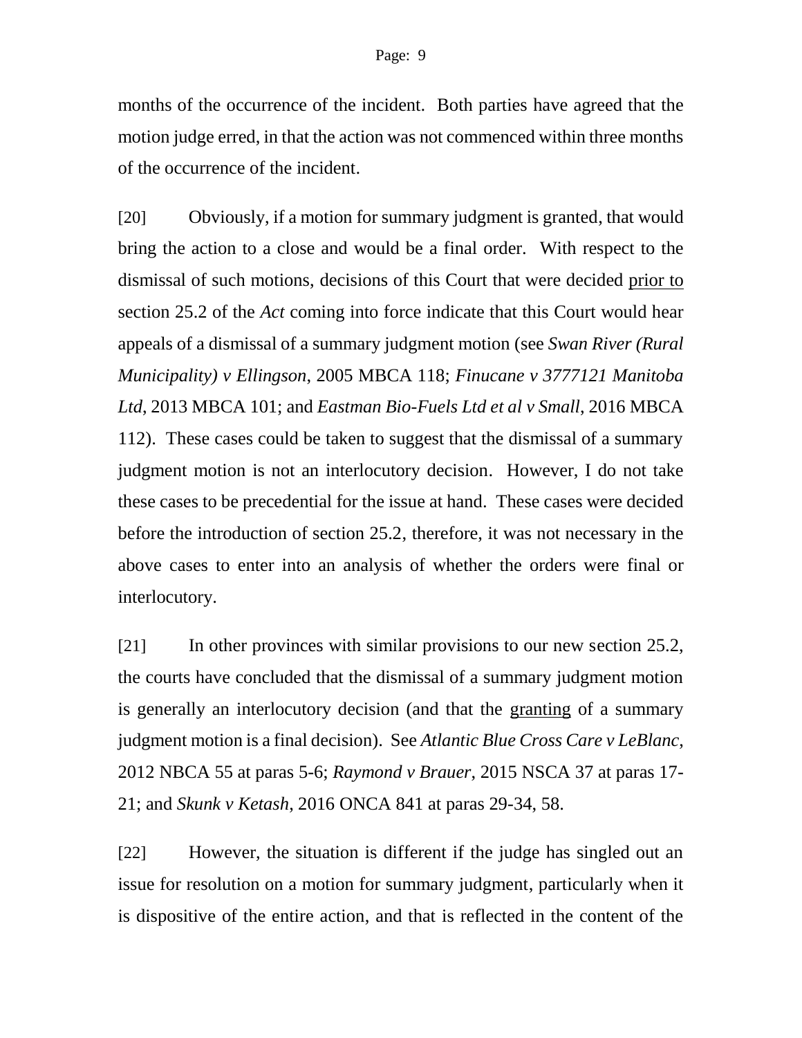months of the occurrence of the incident. Both parties have agreed that the motion judge erred, in that the action was not commenced within three months of the occurrence of the incident.

[20] Obviously, if a motion for summary judgment is granted, that would bring the action to a close and would be a final order. With respect to the dismissal of such motions, decisions of this Court that were decided <u>prior to</u> section 25.2 of the *Act* coming into force indicate that this Court would hear appeals of a dismissal of a summary judgment motion (see *Swan River (Rural Municipality) v Ellingson*, 2005 MBCA 118; *Finucane v 3777121 Manitoba Ltd*, 2013 MBCA 101; and *Eastman Bio-Fuels Ltd et al v Small*, 2016 MBCA 112). These cases could be taken to suggest that the dismissal of a summary judgment motion is not an interlocutory decision. However, I do not take these cases to be precedential for the issue at hand. These cases were decided before the introduction of section 25.2, therefore, it was not necessary in the above cases to enter into an analysis of whether the orders were final or interlocutory.

[21] In other provinces with similar provisions to our new section 25.2, the courts have concluded that the dismissal of a summary judgment motion is generally an interlocutory decision (and that the <u>granting</u> of a summary judgment motion is a final decision). See *Atlantic Blue Cross Care v LeBlanc*, 2012 NBCA 55 at paras 5-6; *Raymond v Brauer*, 2015 NSCA 37 at paras 17-21; and *Skunk v Ketash*, 2016 ONCA 841 at paras 29-34, 58.

[22] However, the situation is different if the judge has singled out an issue for resolution on a motion for summary judgment, particularly when it is dispositive of the entire action, and that is reflected in the content of the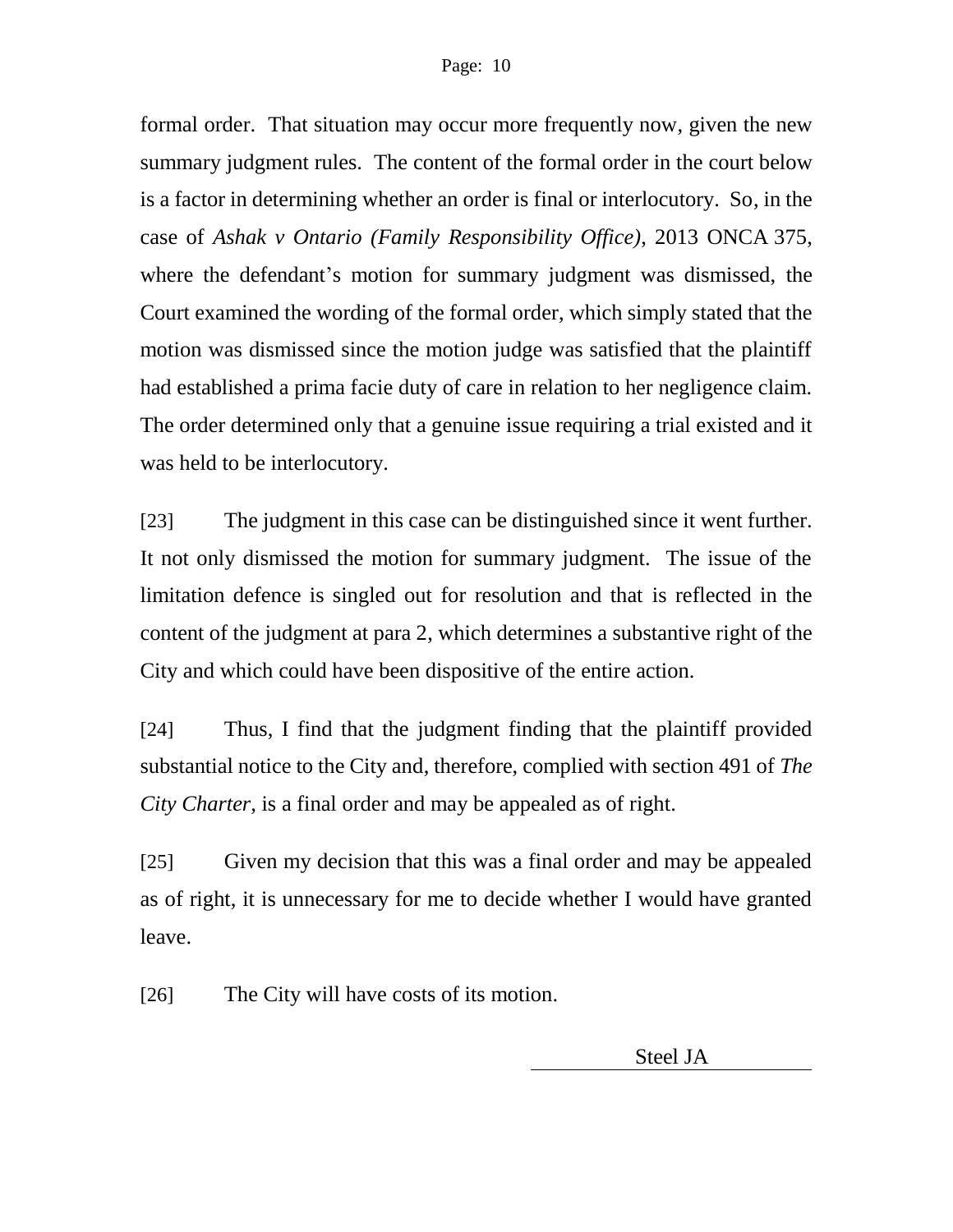formal order. That situation may occur more frequently now, given the new summary judgment rules. The content of the formal order in the court below is a factor in determining whether an order is final or interlocutory. So, in the case of *Ashak v Ontario (Family Responsibility Office)*, 2013 ONCA 375, where the defendant's motion for summary judgment was dismissed, the Court examined the wording of the formal order, which simply stated that the motion was dismissed since the motion judge was satisfied that the plaintiff had established a prima facie duty of care in relation to her negligence claim. The order determined only that a genuine issue requiring a trial existed and it was held to be interlocutory.

[23] The judgment in this case can be distinguished since it went further. It not only dismissed the motion for summary judgment. The issue of the limitation defence is singled out for resolution and that is reflected in the content of the judgment at para 2, which determines a substantive right of the City and which could have been dispositive of the entire action.

[24] Thus, I find that the judgment finding that the plaintiff provided substantial notice to the City and, therefore, complied with section 491 of *The City Charter*, is a final order and may be appealed as of right.

[25] Given my decision that this was a final order and may be appealed as of right, it is unnecessary for me to decide whether I would have granted leave.

[26] The City will have costs of its motion.

Steel JA